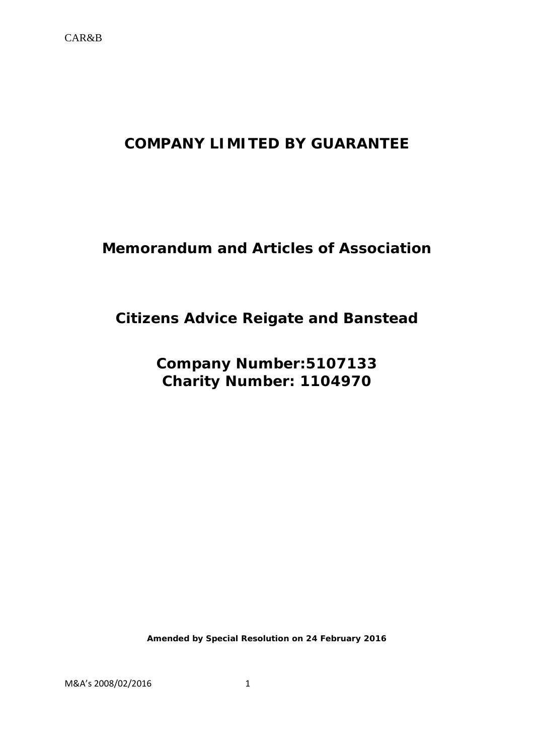# COMPANY LIMITED BY GUARANTEE

## Memorandum and Articles of Association

## Citizens Advice Reigate and Banstead

## Company Number:5107133
## Charity Number: 1104970

**Amended by Special Resolution on 24 February 2016**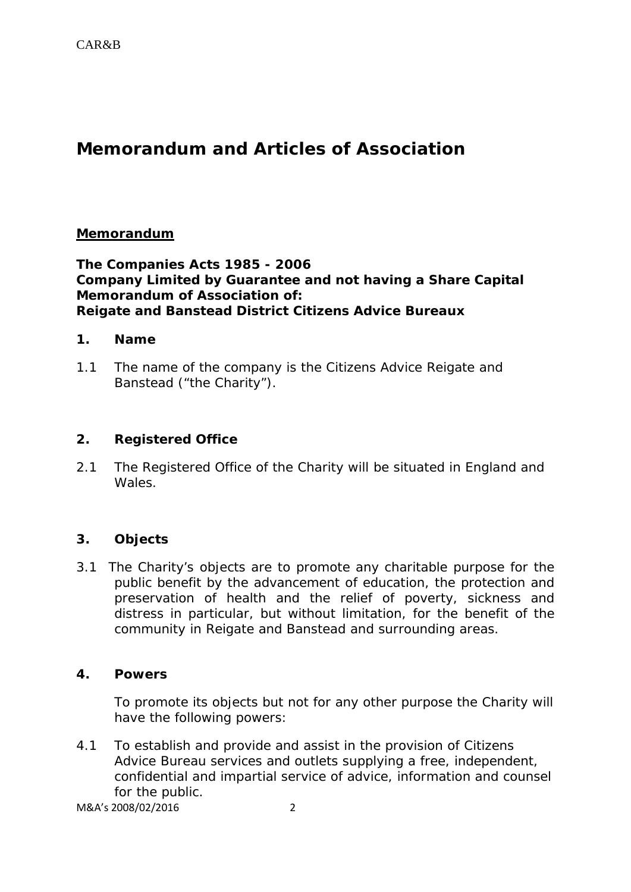# Memorandum and Articles of Association

## Memorandum

**The Companies Acts 1985 - 2006**
**Company Limited by Guarantee and not having a Share Capital**
**Memorandum of Association of:**
**Reigate and Banstead District Citizens Advice Bureaux**

### 1. Name

1.1 The name of the company is the Citizens Advice Reigate and Banstead ("the Charity").

### 2. Registered Office

2.1 The Registered Office of the Charity will be situated in England and Wales.

### 3. Objects

3.1 The Charity's objects are to promote any charitable purpose for the public benefit by the advancement of education, the protection and preservation of health and the relief of poverty, sickness and distress in particular, but without limitation, for the benefit of the community in Reigate and Banstead and surrounding areas.

### 4. Powers

To promote its objects but not for any other purpose the Charity will have the following powers:

4.1 To establish and provide and assist in the provision of Citizens Advice Bureau services and outlets supplying a free, independent, confidential and impartial service of advice, information and counsel for the public.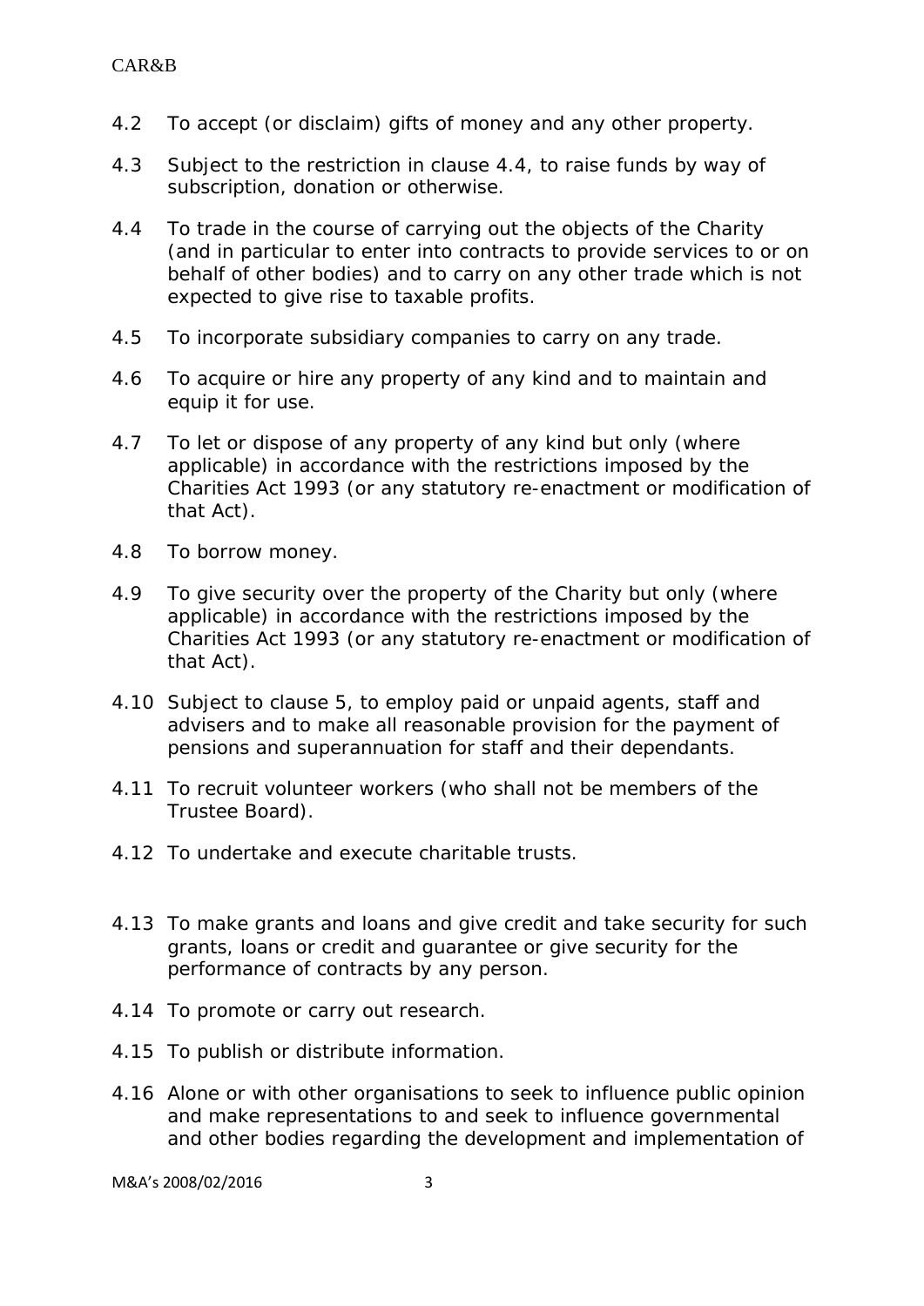4.2 To accept (or disclaim) gifts of money and any other property.

4.3 Subject to the restriction in clause 4.4, to raise funds by way of subscription, donation or otherwise.

4.4 To trade in the course of carrying out the objects of the Charity (and in particular to enter into contracts to provide services to or on behalf of other bodies) and to carry on any other trade which is not expected to give rise to taxable profits.

4.5 To incorporate subsidiary companies to carry on any trade.

4.6 To acquire or hire any property of any kind and to maintain and equip it for use.

4.7 To let or dispose of any property of any kind but only (where applicable) in accordance with the restrictions imposed by the Charities Act 1993 (or any statutory re-enactment or modification of that Act).

4.8 To borrow money.

4.9 To give security over the property of the Charity but only (where applicable) in accordance with the restrictions imposed by the Charities Act 1993 (or any statutory re-enactment or modification of that Act).

4.10 Subject to clause 5, to employ paid or unpaid agents, staff and advisers and to make all reasonable provision for the payment of pensions and superannuation for staff and their dependants.

4.11 To recruit volunteer workers (who shall not be members of the Trustee Board).

4.12 To undertake and execute charitable trusts.

4.13 To make grants and loans and give credit and take security for such grants, loans or credit and guarantee or give security for the performance of contracts by any person.

4.14 To promote or carry out research.

4.15 To publish or distribute information.

4.16 Alone or with other organisations to seek to influence public opinion and make representations to and seek to influence governmental and other bodies regarding the development and implementation of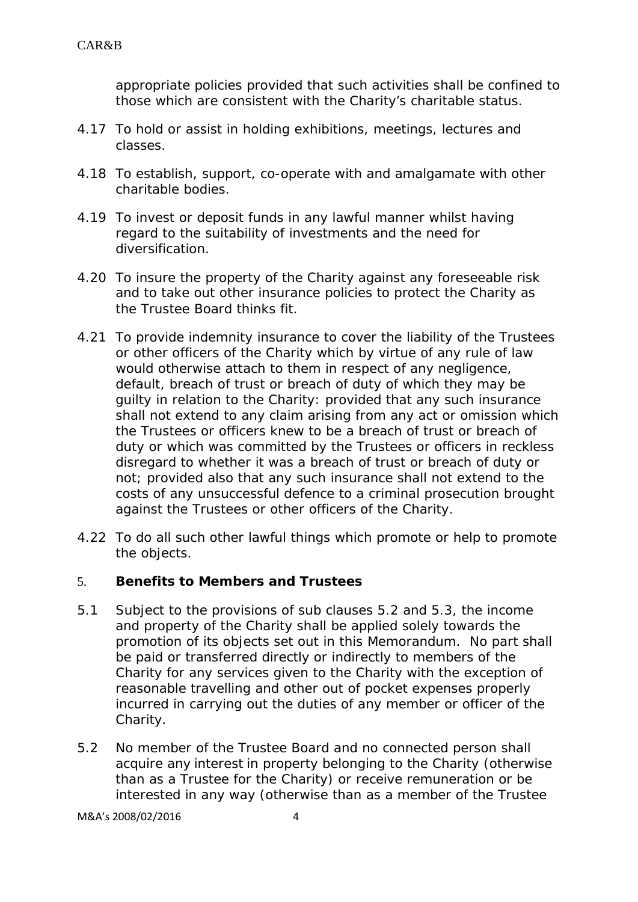appropriate policies provided that such activities shall be confined to those which are consistent with the Charity's charitable status.

4.17 To hold or assist in holding exhibitions, meetings, lectures and classes.

4.18 To establish, support, co-operate with and amalgamate with other charitable bodies.

4.19 To invest or deposit funds in any lawful manner whilst having regard to the suitability of investments and the need for diversification.

4.20 To insure the property of the Charity against any foreseeable risk and to take out other insurance policies to protect the Charity as the Trustee Board thinks fit.

4.21 To provide indemnity insurance to cover the liability of the Trustees or other officers of the Charity which by virtue of any rule of law would otherwise attach to them in respect of any negligence, default, breach of trust or breach of duty of which they may be guilty in relation to the Charity: provided that any such insurance shall not extend to any claim arising from any act or omission which the Trustees or officers knew to be a breach of trust or breach of duty or which was committed by the Trustees or officers in reckless disregard to whether it was a breach of trust or breach of duty or not; provided also that any such insurance shall not extend to the costs of any unsuccessful defence to a criminal prosecution brought against the Trustees or other officers of the Charity.

4.22 To do all such other lawful things which promote or help to promote the objects.

## 5. **Benefits to Members and Trustees**

5.1 Subject to the provisions of sub clauses 5.2 and 5.3, the income and property of the Charity shall be applied solely towards the promotion of its objects set out in this Memorandum. No part shall be paid or transferred directly or indirectly to members of the Charity for any services given to the Charity with the exception of reasonable travelling and other out of pocket expenses properly incurred in carrying out the duties of any member or officer of the Charity.

5.2 No member of the Trustee Board and no connected person shall acquire any interest in property belonging to the Charity (otherwise than as a Trustee for the Charity) or receive remuneration or be interested in any way (otherwise than as a member of the Trustee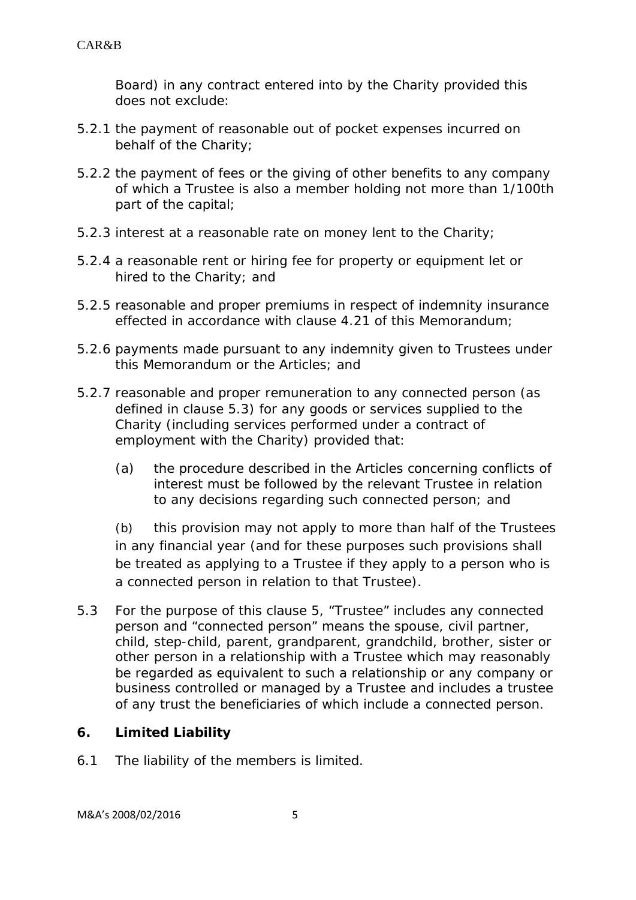Board) in any contract entered into by the Charity provided this does not exclude:

5.2.1 the payment of reasonable out of pocket expenses incurred on behalf of the Charity;

5.2.2 the payment of fees or the giving of other benefits to any company of which a Trustee is also a member holding not more than 1/100th part of the capital;

5.2.3 interest at a reasonable rate on money lent to the Charity;

5.2.4 a reasonable rent or hiring fee for property or equipment let or hired to the Charity; and

5.2.5 reasonable and proper premiums in respect of indemnity insurance effected in accordance with clause 4.21 of this Memorandum;

5.2.6 payments made pursuant to any indemnity given to Trustees under this Memorandum or the Articles; and

5.2.7 reasonable and proper remuneration to any connected person (as defined in clause 5.3) for any goods or services supplied to the Charity (including services performed under a contract of employment with the Charity) provided that:

(a) the procedure described in the Articles concerning conflicts of interest must be followed by the relevant Trustee in relation to any decisions regarding such connected person; and

(b) this provision may not apply to more than half of the Trustees in any financial year (and for these purposes such provisions shall be treated as applying to a Trustee if they apply to a person who is a connected person in relation to that Trustee).

5.3 For the purpose of this clause 5, "Trustee" includes any connected person and "connected person" means the spouse, civil partner, child, step-child, parent, grandparent, grandchild, brother, sister or other person in a relationship with a Trustee which may reasonably be regarded as equivalent to such a relationship or any company or business controlled or managed by a Trustee and includes a trustee of any trust the beneficiaries of which include a connected person.

## 6. Limited Liability

6.1 The liability of the members is limited.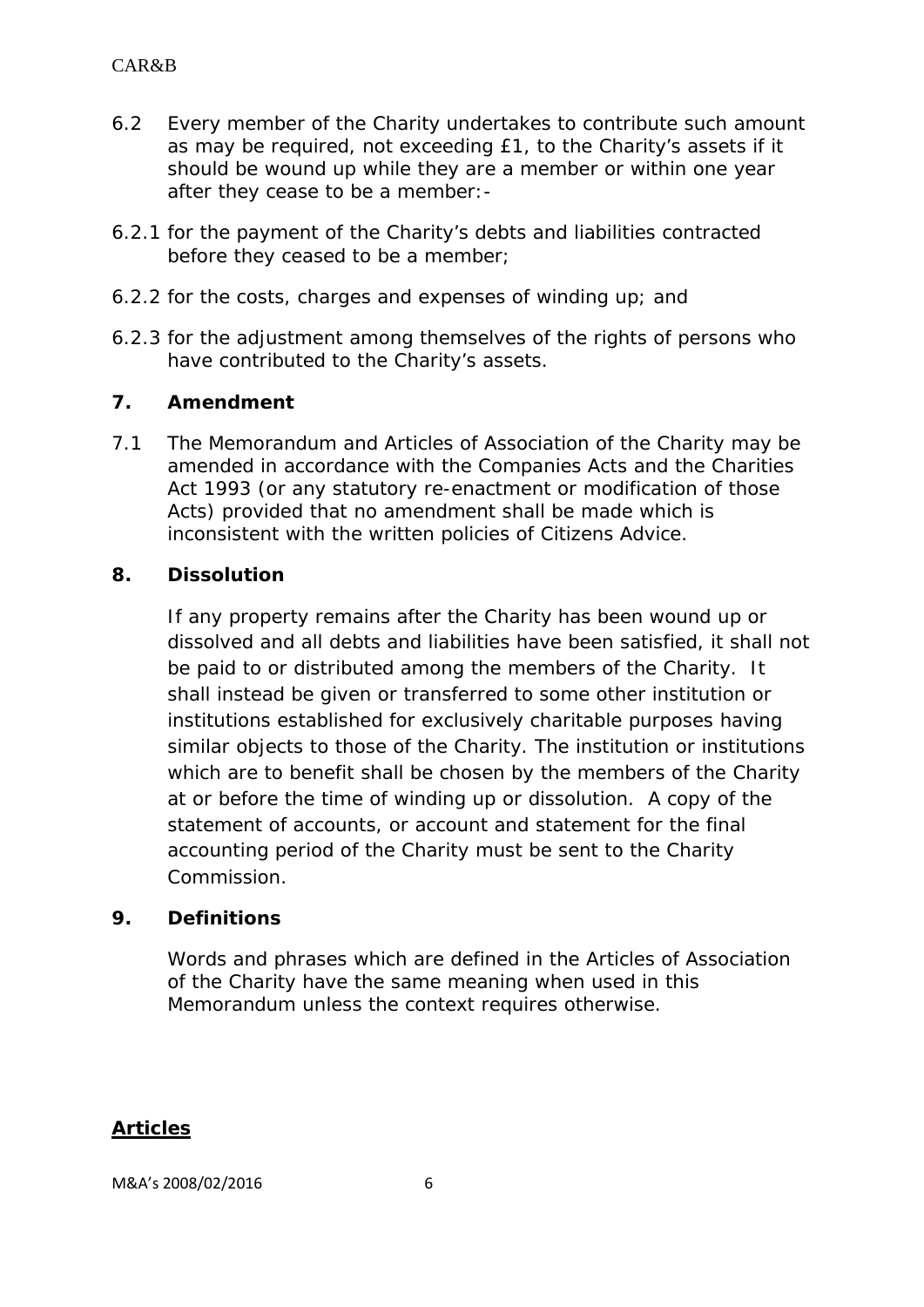6.2 Every member of the Charity undertakes to contribute such amount as may be required, not exceeding £1, to the Charity's assets if it should be wound up while they are a member or within one year after they cease to be a member:-

6.2.1 for the payment of the Charity's debts and liabilities contracted before they ceased to be a member;

6.2.2 for the costs, charges and expenses of winding up; and

6.2.3 for the adjustment among themselves of the rights of persons who have contributed to the Charity's assets.

## 7. Amendment

7.1 The Memorandum and Articles of Association of the Charity may be amended in accordance with the Companies Acts and the Charities Act 1993 (or any statutory re-enactment or modification of those Acts) provided that no amendment shall be made which is inconsistent with the written policies of Citizens Advice.

## 8. Dissolution

If any property remains after the Charity has been wound up or dissolved and all debts and liabilities have been satisfied, it shall not be paid to or distributed among the members of the Charity. It shall instead be given or transferred to some other institution or institutions established for exclusively charitable purposes having similar objects to those of the Charity. The institution or institutions which are to benefit shall be chosen by the members of the Charity at or before the time of winding up or dissolution. A copy of the statement of accounts, or account and statement for the final accounting period of the Charity must be sent to the Charity Commission.

## 9. Definitions

Words and phrases which are defined in the Articles of Association of the Charity have the same meaning when used in this Memorandum unless the context requires otherwise.

# Articles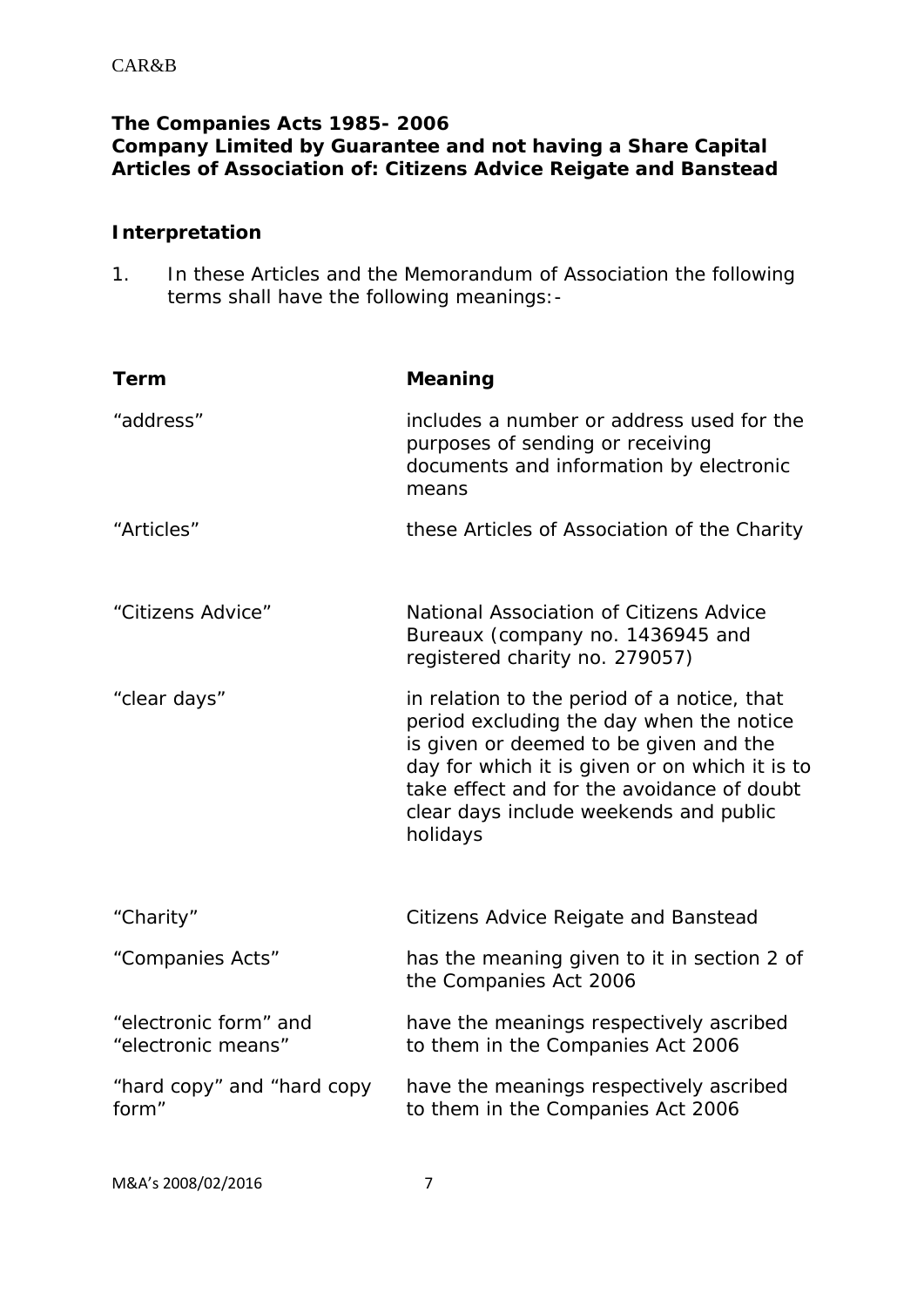**The Companies Acts 1985- 2006**
**Company Limited by Guarantee and not having a Share Capital**
**Articles of Association of: Citizens Advice Reigate and Banstead**

## Interpretation

1. In these Articles and the Memorandum of Association the following terms shall have the following meanings:-

| Term | Meaning |
|---|---|
| "address" | includes a number or address used for the purposes of sending or receiving documents and information by electronic means |
| "Articles" | these Articles of Association of the Charity |
| "Citizens Advice" | National Association of Citizens Advice Bureaux (company no. 1436945 and registered charity no. 279057) |
| "clear days" | in relation to the period of a notice, that period excluding the day when the notice is given or deemed to be given and the day for which it is given or on which it is to take effect and for the avoidance of doubt clear days include weekends and public holidays |
| "Charity" | Citizens Advice Reigate and Banstead |
| "Companies Acts" | has the meaning given to it in section 2 of the Companies Act 2006 |
| "electronic form" and "electronic means" | have the meanings respectively ascribed to them in the Companies Act 2006 |
| "hard copy" and "hard copy form" | have the meanings respectively ascribed to them in the Companies Act 2006 |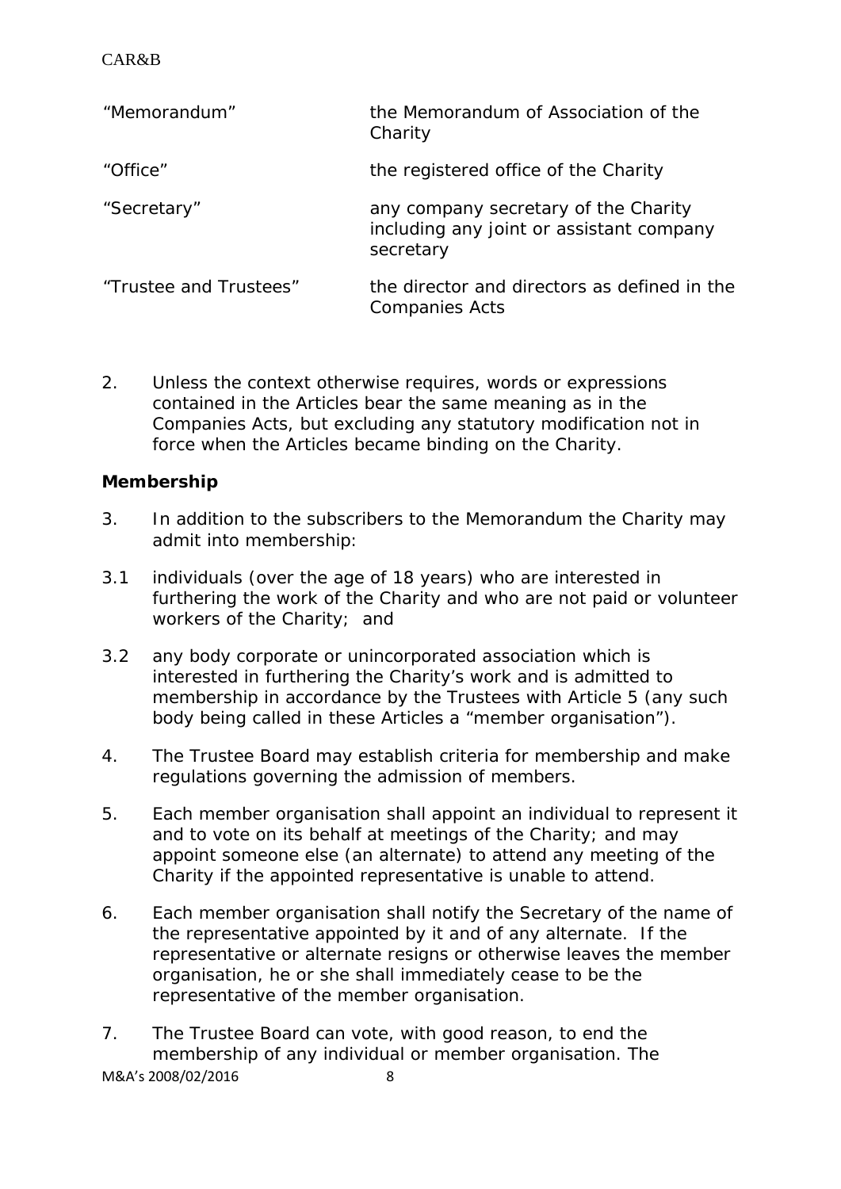| | |
|---|---|
| "Memorandum" | the Memorandum of Association of the Charity |
| "Office" | the registered office of the Charity |
| "Secretary" | any company secretary of the Charity including any joint or assistant company secretary |
| "Trustee and Trustees" | the director and directors as defined in the Companies Acts |

2. Unless the context otherwise requires, words or expressions contained in the Articles bear the same meaning as in the Companies Acts, but excluding any statutory modification not in force when the Articles became binding on the Charity.

**Membership**

3. In addition to the subscribers to the Memorandum the Charity may admit into membership:

3.1 individuals (over the age of 18 years) who are interested in furthering the work of the Charity and who are not paid or volunteer workers of the Charity; and

3.2 any body corporate or unincorporated association which is interested in furthering the Charity's work and is admitted to membership in accordance by the Trustees with Article 5 (any such body being called in these Articles a "member organisation").

4. The Trustee Board may establish criteria for membership and make regulations governing the admission of members.

5. Each member organisation shall appoint an individual to represent it and to vote on its behalf at meetings of the Charity; and may appoint someone else (an alternate) to attend any meeting of the Charity if the appointed representative is unable to attend.

6. Each member organisation shall notify the Secretary of the name of the representative appointed by it and of any alternate. If the representative or alternate resigns or otherwise leaves the member organisation, he or she shall immediately cease to be the representative of the member organisation.

7. The Trustee Board can vote, with good reason, to end the membership of any individual or member organisation. The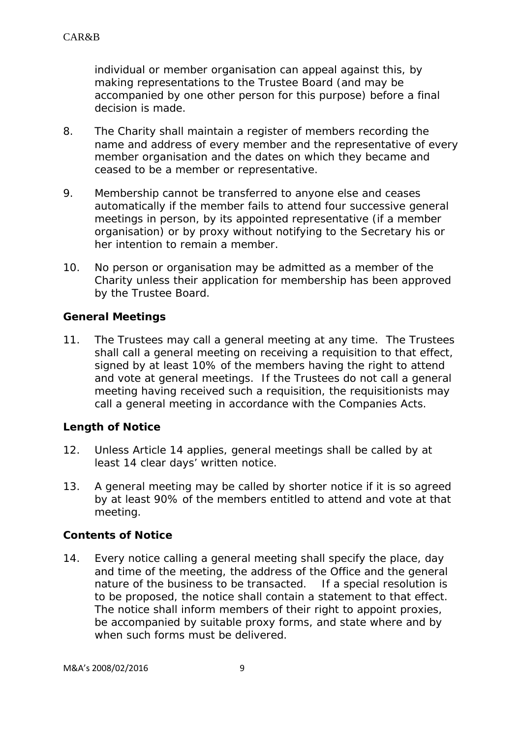individual or member organisation can appeal against this, by making representations to the Trustee Board (and may be accompanied by one other person for this purpose) before a final decision is made.

8. The Charity shall maintain a register of members recording the name and address of every member and the representative of every member organisation and the dates on which they became and ceased to be a member or representative.

9. Membership cannot be transferred to anyone else and ceases automatically if the member fails to attend four successive general meetings in person, by its appointed representative (if a member organisation) or by proxy without notifying to the Secretary his or her intention to remain a member.

10. No person or organisation may be admitted as a member of the Charity unless their application for membership has been approved by the Trustee Board.

**General Meetings**

11. The Trustees may call a general meeting at any time. The Trustees shall call a general meeting on receiving a requisition to that effect, signed by at least 10% of the members having the right to attend and vote at general meetings. If the Trustees do not call a general meeting having received such a requisition, the requisitionists may call a general meeting in accordance with the Companies Acts.

**Length of Notice**

12. Unless Article 14 applies, general meetings shall be called by at least 14 clear days' written notice.

13. A general meeting may be called by shorter notice if it is so agreed by at least 90% of the members entitled to attend and vote at that meeting.

**Contents of Notice**

14. Every notice calling a general meeting shall specify the place, day and time of the meeting, the address of the Office and the general nature of the business to be transacted. If a special resolution is to be proposed, the notice shall contain a statement to that effect. The notice shall inform members of their right to appoint proxies, be accompanied by suitable proxy forms, and state where and by when such forms must be delivered.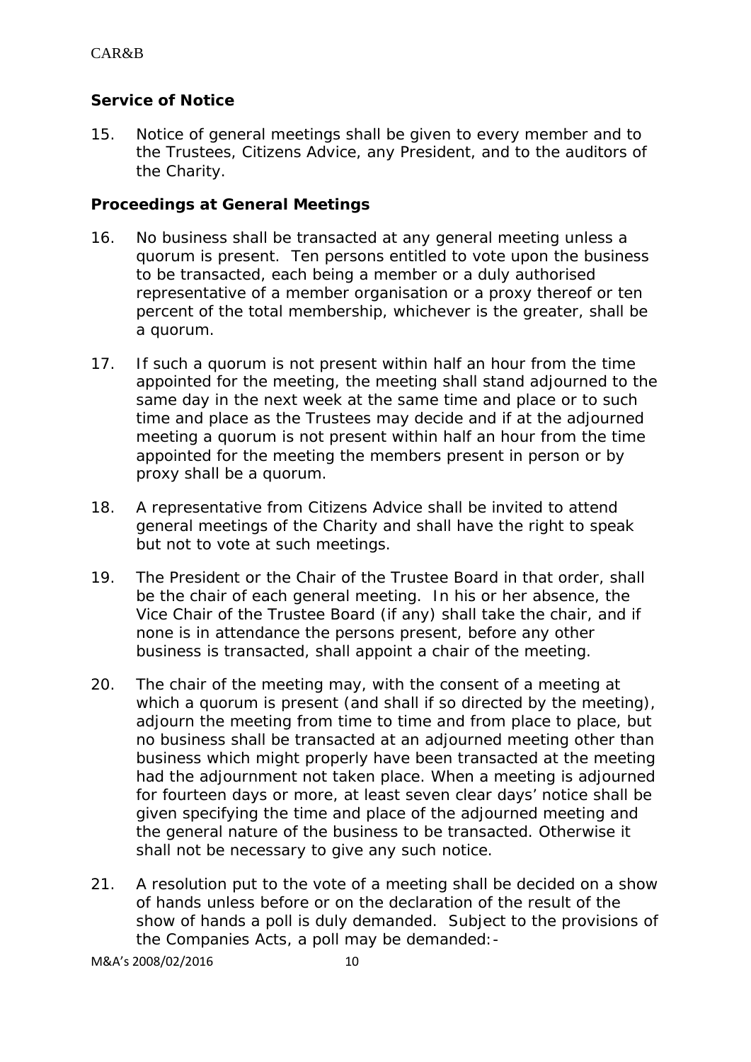### Service of Notice

15. Notice of general meetings shall be given to every member and to the Trustees, Citizens Advice, any President, and to the auditors of the Charity.

### Proceedings at General Meetings

16. No business shall be transacted at any general meeting unless a quorum is present. Ten persons entitled to vote upon the business to be transacted, each being a member or a duly authorised representative of a member organisation or a proxy thereof or ten percent of the total membership, whichever is the greater, shall be a quorum.

17. If such a quorum is not present within half an hour from the time appointed for the meeting, the meeting shall stand adjourned to the same day in the next week at the same time and place or to such time and place as the Trustees may decide and if at the adjourned meeting a quorum is not present within half an hour from the time appointed for the meeting the members present in person or by proxy shall be a quorum.

18. A representative from Citizens Advice shall be invited to attend general meetings of the Charity and shall have the right to speak but not to vote at such meetings.

19. The President or the Chair of the Trustee Board in that order, shall be the chair of each general meeting. In his or her absence, the Vice Chair of the Trustee Board (if any) shall take the chair, and if none is in attendance the persons present, before any other business is transacted, shall appoint a chair of the meeting.

20. The chair of the meeting may, with the consent of a meeting at which a quorum is present (and shall if so directed by the meeting), adjourn the meeting from time to time and from place to place, but no business shall be transacted at an adjourned meeting other than business which might properly have been transacted at the meeting had the adjournment not taken place. When a meeting is adjourned for fourteen days or more, at least seven clear days' notice shall be given specifying the time and place of the adjourned meeting and the general nature of the business to be transacted. Otherwise it shall not be necessary to give any such notice.

21. A resolution put to the vote of a meeting shall be decided on a show of hands unless before or on the declaration of the result of the show of hands a poll is duly demanded. Subject to the provisions of the Companies Acts, a poll may be demanded:-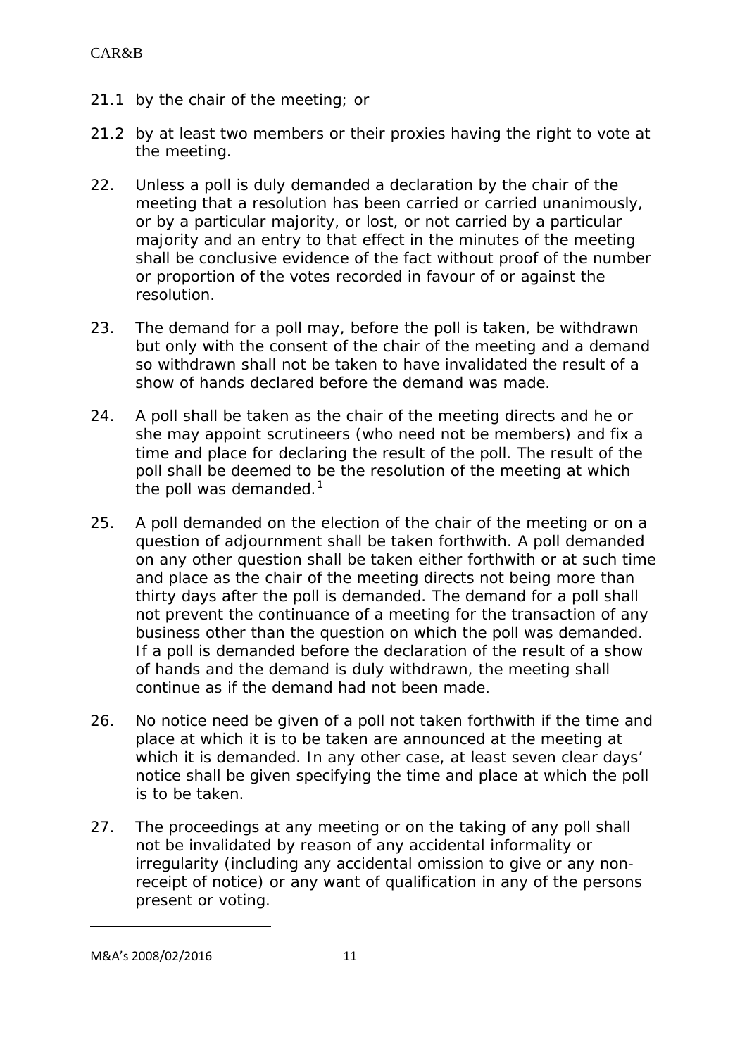21.1 by the chair of the meeting; or

21.2 by at least two members or their proxies having the right to vote at the meeting.

22. Unless a poll is duly demanded a declaration by the chair of the meeting that a resolution has been carried or carried unanimously, or by a particular majority, or lost, or not carried by a particular majority and an entry to that effect in the minutes of the meeting shall be conclusive evidence of the fact without proof of the number or proportion of the votes recorded in favour of or against the resolution.

23. The demand for a poll may, before the poll is taken, be withdrawn but only with the consent of the chair of the meeting and a demand so withdrawn shall not be taken to have invalidated the result of a show of hands declared before the demand was made.

24. A poll shall be taken as the chair of the meeting directs and he or she may appoint scrutineers (who need not be members) and fix a time and place for declaring the result of the poll. The result of the poll shall be deemed to be the resolution of the meeting at which the poll was demanded.[1]

25. A poll demanded on the election of the chair of the meeting or on a question of adjournment shall be taken forthwith. A poll demanded on any other question shall be taken either forthwith or at such time and place as the chair of the meeting directs not being more than thirty days after the poll is demanded. The demand for a poll shall not prevent the continuance of a meeting for the transaction of any business other than the question on which the poll was demanded. If a poll is demanded before the declaration of the result of a show of hands and the demand is duly withdrawn, the meeting shall continue as if the demand had not been made.

26. No notice need be given of a poll not taken forthwith if the time and place at which it is to be taken are announced at the meeting at which it is demanded. In any other case, at least seven clear days' notice shall be given specifying the time and place at which the poll is to be taken.

27. The proceedings at any meeting or on the taking of any poll shall not be invalidated by reason of any accidental informality or irregularity (including any accidental omission to give or any non-receipt of notice) or any want of qualification in any of the persons present or voting.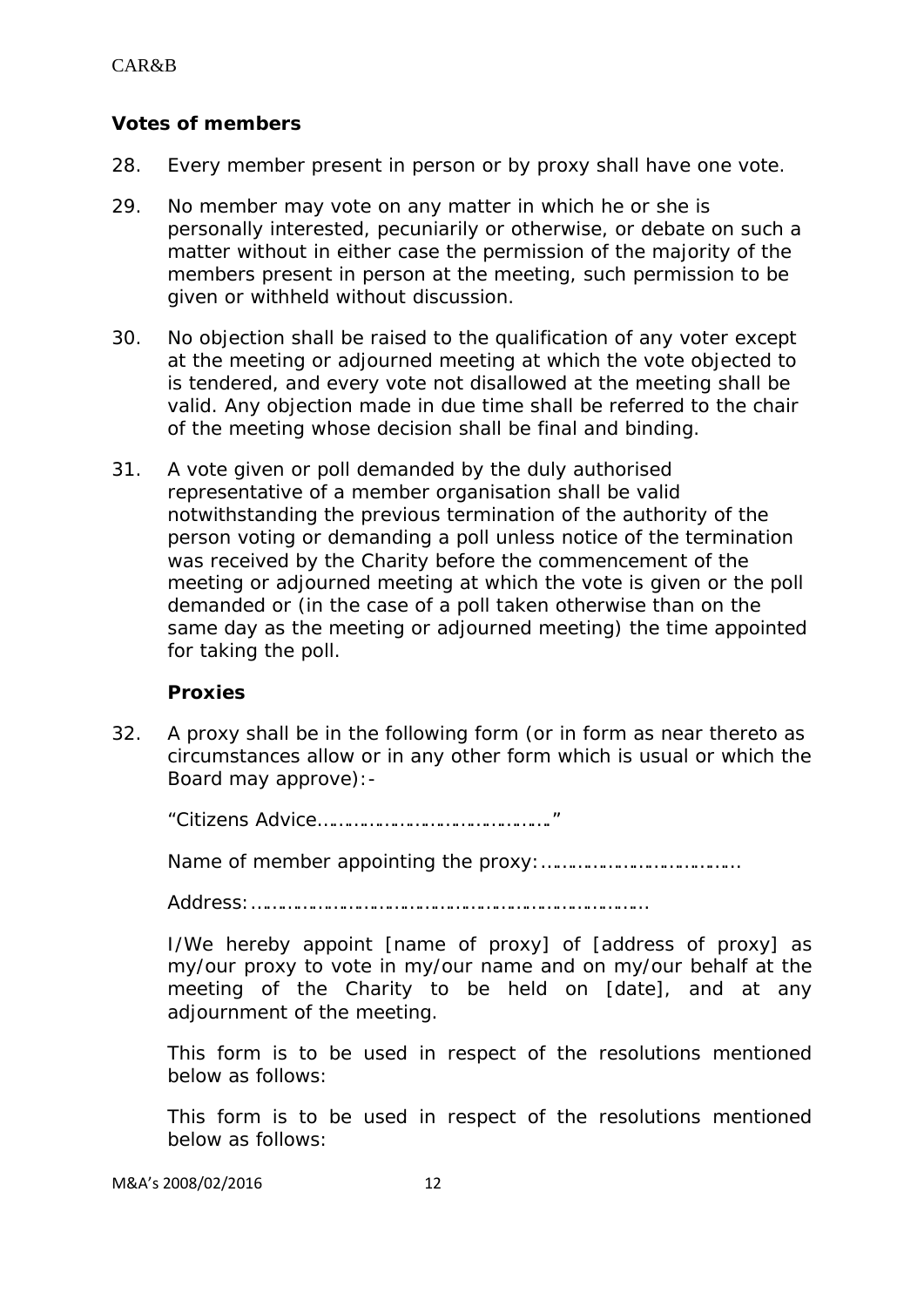### Votes of members

28. Every member present in person or by proxy shall have one vote.

29. No member may vote on any matter in which he or she is personally interested, pecuniarily or otherwise, or debate on such a matter without in either case the permission of the majority of the members present in person at the meeting, such permission to be given or withheld without discussion.

30. No objection shall be raised to the qualification of any voter except at the meeting or adjourned meeting at which the vote objected to is tendered, and every vote not disallowed at the meeting shall be valid. Any objection made in due time shall be referred to the chair of the meeting whose decision shall be final and binding.

31. A vote given or poll demanded by the duly authorised representative of a member organisation shall be valid notwithstanding the previous termination of the authority of the person voting or demanding a poll unless notice of the termination was received by the Charity before the commencement of the meeting or adjourned meeting at which the vote is given or the poll demanded or (in the case of a poll taken otherwise than on the same day as the meeting or adjourned meeting) the time appointed for taking the poll.

### Proxies

32. A proxy shall be in the following form (or in form as near thereto as circumstances allow or in any other form which is usual or which the Board may approve):-

    "Citizens Advice………………………………………"

    Name of member appointing the proxy:…………………………………

    Address:……………………………………………………………………

    I/We hereby appoint [name of proxy] of [address of proxy] as my/our proxy to vote in my/our name and on my/our behalf at the meeting of the Charity to be held on [date], and at any adjournment of the meeting.

    This form is to be used in respect of the resolutions mentioned below as follows:

    This form is to be used in respect of the resolutions mentioned below as follows: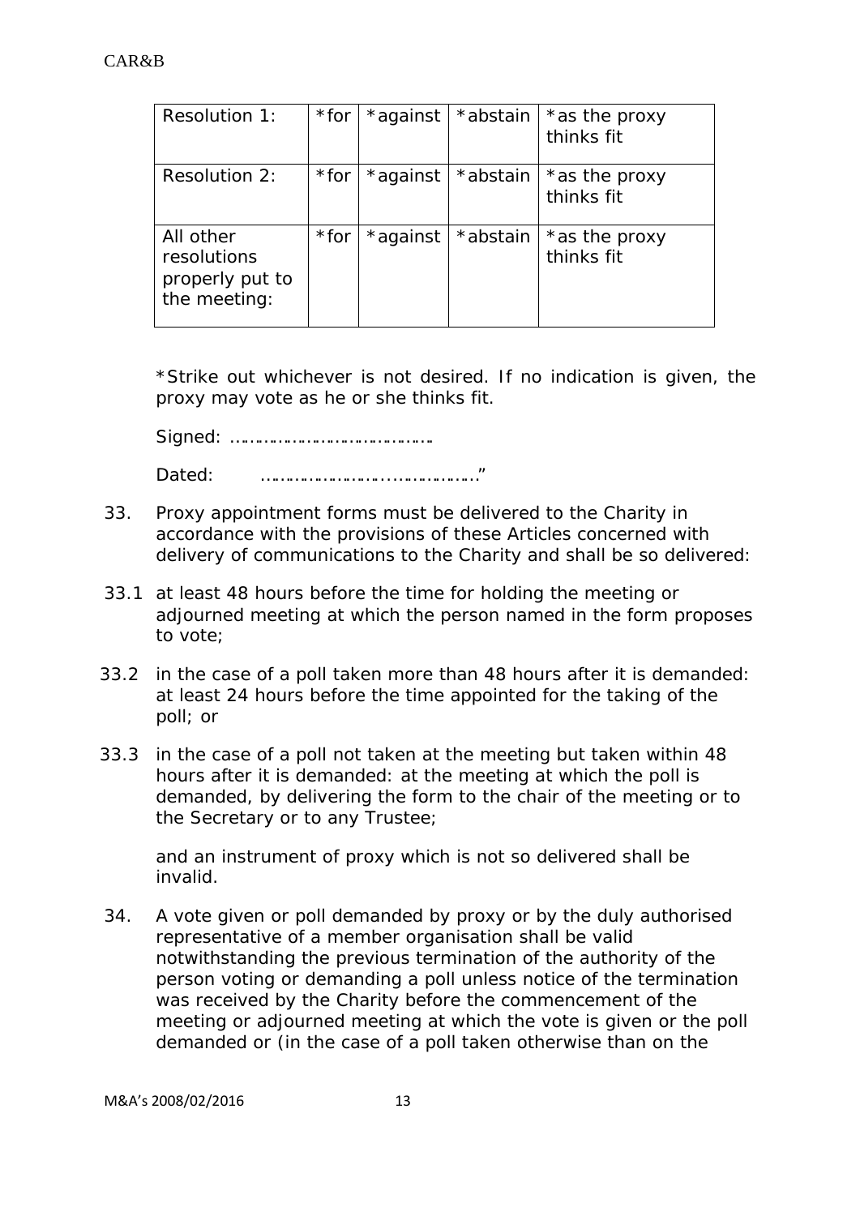| Resolution 1: | *for | *against | *abstain | *as the proxy thinks fit |
|---|---|---|---|---|
| Resolution 2: | *for | *against | *abstain | *as the proxy thinks fit |
| All other resolutions properly put to the meeting: | *for | *against | *abstain | *as the proxy thinks fit |

*Strike out whichever is not desired. If no indication is given, the proxy may vote as he or she thinks fit.

Signed: …………………………………….

Dated: ………………………..……………."

33. Proxy appointment forms must be delivered to the Charity in accordance with the provisions of these Articles concerned with delivery of communications to the Charity and shall be so delivered:

33.1 at least 48 hours before the time for holding the meeting or adjourned meeting at which the person named in the form proposes to vote;

33.2 in the case of a poll taken more than 48 hours after it is demanded: at least 24 hours before the time appointed for the taking of the poll; or

33.3 in the case of a poll not taken at the meeting but taken within 48 hours after it is demanded: at the meeting at which the poll is demanded, by delivering the form to the chair of the meeting or to the Secretary or to any Trustee;

and an instrument of proxy which is not so delivered shall be invalid.

34. A vote given or poll demanded by proxy or by the duly authorised representative of a member organisation shall be valid notwithstanding the previous termination of the authority of the person voting or demanding a poll unless notice of the termination was received by the Charity before the commencement of the meeting or adjourned meeting at which the vote is given or the poll demanded or (in the case of a poll taken otherwise than on the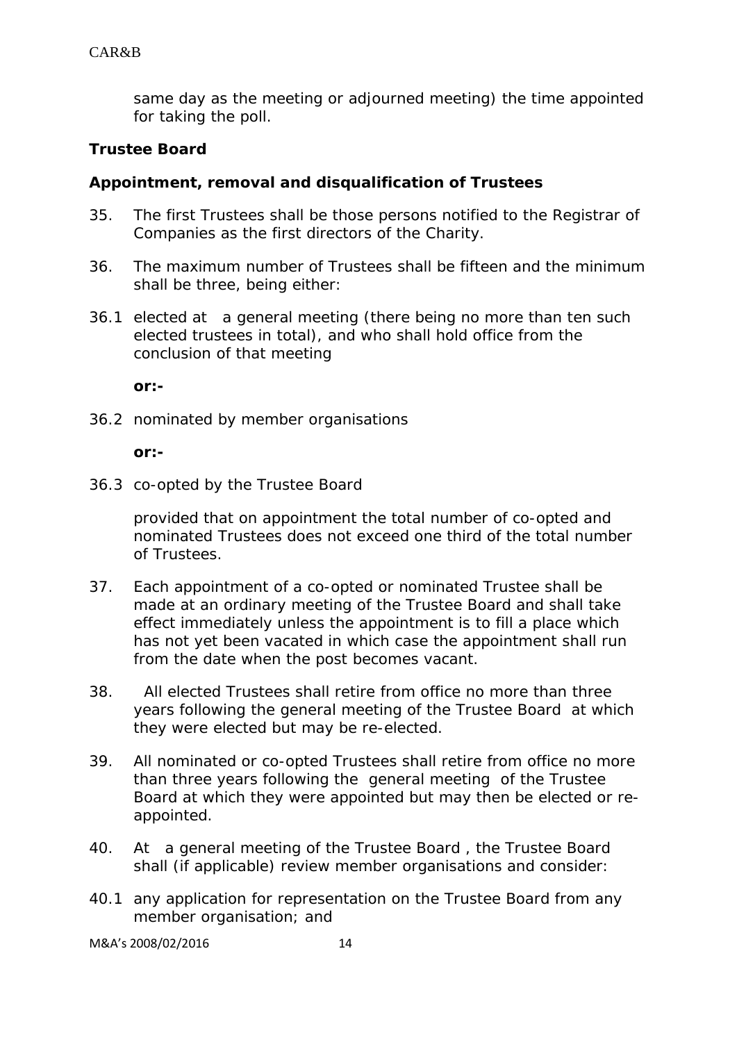same day as the meeting or adjourned meeting) the time appointed for taking the poll.

**Trustee Board**

**Appointment, removal and disqualification of Trustees**

35. The first Trustees shall be those persons notified to the Registrar of Companies as the first directors of the Charity.

36. The maximum number of Trustees shall be fifteen and the minimum shall be three, being either:

36.1 elected at a general meeting (there being no more than ten such elected trustees in total), and who shall hold office from the conclusion of that meeting

**or:-**

36.2 nominated by member organisations

**or:-**

36.3 co-opted by the Trustee Board

provided that on appointment the total number of co-opted and nominated Trustees does not exceed one third of the total number of Trustees.

37. Each appointment of a co-opted or nominated Trustee shall be made at an ordinary meeting of the Trustee Board and shall take effect immediately unless the appointment is to fill a place which has not yet been vacated in which case the appointment shall run from the date when the post becomes vacant.

38. All elected Trustees shall retire from office no more than three years following the general meeting of the Trustee Board at which they were elected but may be re-elected.

39. All nominated or co-opted Trustees shall retire from office no more than three years following the general meeting of the Trustee Board at which they were appointed but may then be elected or re-appointed.

40. At a general meeting of the Trustee Board , the Trustee Board shall (if applicable) review member organisations and consider:

40.1 any application for representation on the Trustee Board from any member organisation; and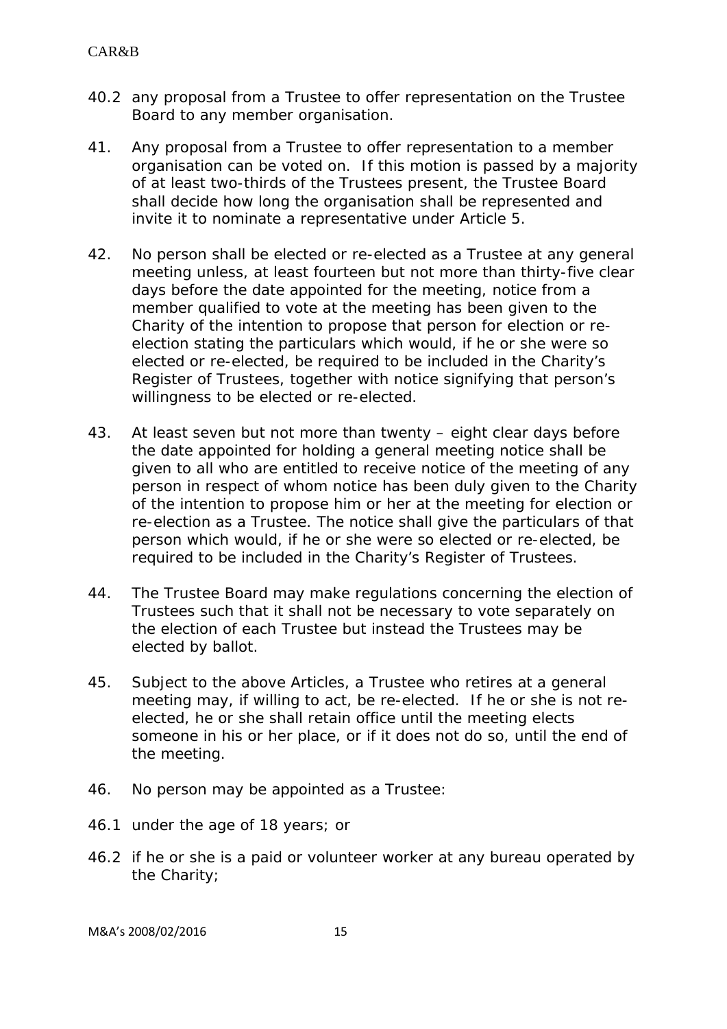40.2 any proposal from a Trustee to offer representation on the Trustee Board to any member organisation.

41. Any proposal from a Trustee to offer representation to a member organisation can be voted on. If this motion is passed by a majority of at least two-thirds of the Trustees present, the Trustee Board shall decide how long the organisation shall be represented and invite it to nominate a representative under Article 5.

42. No person shall be elected or re-elected as a Trustee at any general meeting unless, at least fourteen but not more than thirty-five clear days before the date appointed for the meeting, notice from a member qualified to vote at the meeting has been given to the Charity of the intention to propose that person for election or re-election stating the particulars which would, if he or she were so elected or re-elected, be required to be included in the Charity's Register of Trustees, together with notice signifying that person's willingness to be elected or re-elected.

43. At least seven but not more than twenty – eight clear days before the date appointed for holding a general meeting notice shall be given to all who are entitled to receive notice of the meeting of any person in respect of whom notice has been duly given to the Charity of the intention to propose him or her at the meeting for election or re-election as a Trustee. The notice shall give the particulars of that person which would, if he or she were so elected or re-elected, be required to be included in the Charity's Register of Trustees.

44. The Trustee Board may make regulations concerning the election of Trustees such that it shall not be necessary to vote separately on the election of each Trustee but instead the Trustees may be elected by ballot.

45. Subject to the above Articles, a Trustee who retires at a general meeting may, if willing to act, be re-elected. If he or she is not re-elected, he or she shall retain office until the meeting elects someone in his or her place, or if it does not do so, until the end of the meeting.

46. No person may be appointed as a Trustee:

46.1 under the age of 18 years; or

46.2 if he or she is a paid or volunteer worker at any bureau operated by the Charity;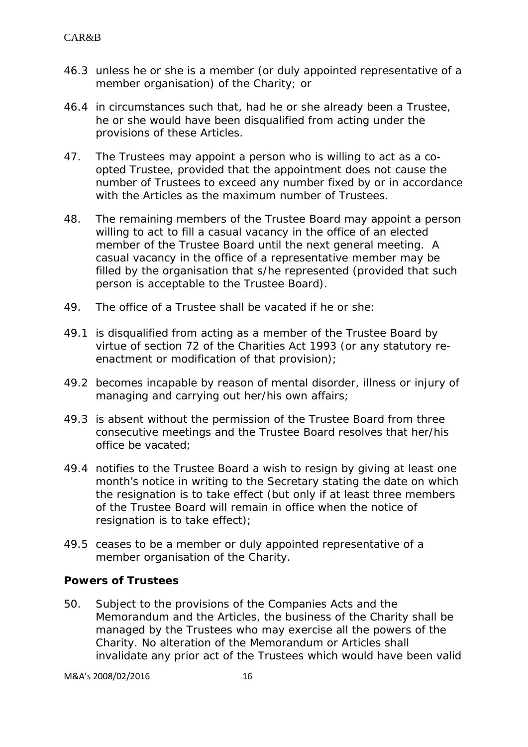46.3 unless he or she is a member (or duly appointed representative of a member organisation) of the Charity; or

46.4 in circumstances such that, had he or she already been a Trustee, he or she would have been disqualified from acting under the provisions of these Articles.

47. The Trustees may appoint a person who is willing to act as a co-opted Trustee, provided that the appointment does not cause the number of Trustees to exceed any number fixed by or in accordance with the Articles as the maximum number of Trustees.

48. The remaining members of the Trustee Board may appoint a person willing to act to fill a casual vacancy in the office of an elected member of the Trustee Board until the next general meeting. A casual vacancy in the office of a representative member may be filled by the organisation that s/he represented (provided that such person is acceptable to the Trustee Board).

49. The office of a Trustee shall be vacated if he or she:

49.1 is disqualified from acting as a member of the Trustee Board by virtue of section 72 of the Charities Act 1993 (or any statutory re-enactment or modification of that provision);

49.2 becomes incapable by reason of mental disorder, illness or injury of managing and carrying out her/his own affairs;

49.3 is absent without the permission of the Trustee Board from three consecutive meetings and the Trustee Board resolves that her/his office be vacated;

49.4 notifies to the Trustee Board a wish to resign by giving at least one month's notice in writing to the Secretary stating the date on which the resignation is to take effect (but only if at least three members of the Trustee Board will remain in office when the notice of resignation is to take effect);

49.5 ceases to be a member or duly appointed representative of a member organisation of the Charity.

**Powers of Trustees**

50. Subject to the provisions of the Companies Acts and the Memorandum and the Articles, the business of the Charity shall be managed by the Trustees who may exercise all the powers of the Charity. No alteration of the Memorandum or Articles shall invalidate any prior act of the Trustees which would have been valid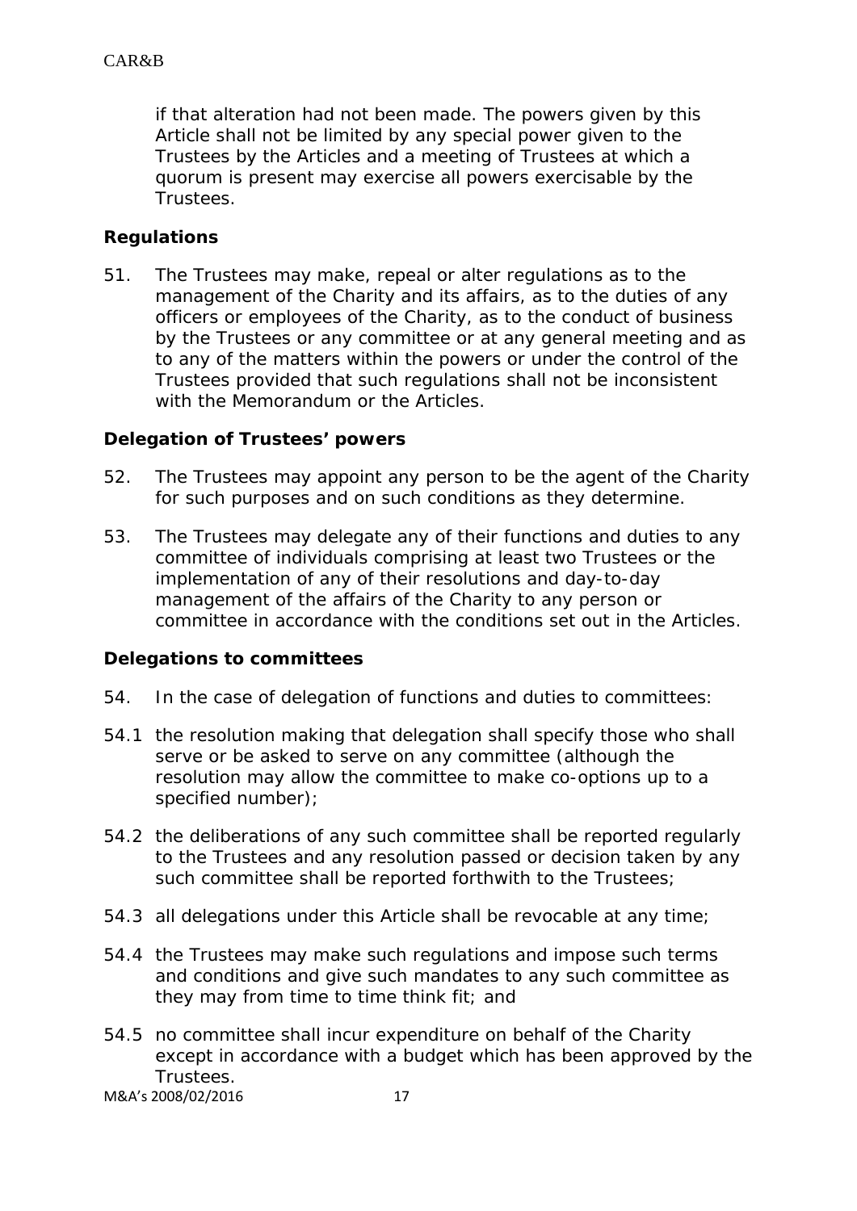if that alteration had not been made. The powers given by this Article shall not be limited by any special power given to the Trustees by the Articles and a meeting of Trustees at which a quorum is present may exercise all powers exercisable by the Trustees.

**Regulations**

51. The Trustees may make, repeal or alter regulations as to the management of the Charity and its affairs, as to the duties of any officers or employees of the Charity, as to the conduct of business by the Trustees or any committee or at any general meeting and as to any of the matters within the powers or under the control of the Trustees provided that such regulations shall not be inconsistent with the Memorandum or the Articles.

**Delegation of Trustees' powers**

52. The Trustees may appoint any person to be the agent of the Charity for such purposes and on such conditions as they determine.

53. The Trustees may delegate any of their functions and duties to any committee of individuals comprising at least two Trustees or the implementation of any of their resolutions and day-to-day management of the affairs of the Charity to any person or committee in accordance with the conditions set out in the Articles.

**Delegations to committees**

54. In the case of delegation of functions and duties to committees:

54.1 the resolution making that delegation shall specify those who shall serve or be asked to serve on any committee (although the resolution may allow the committee to make co-options up to a specified number);

54.2 the deliberations of any such committee shall be reported regularly to the Trustees and any resolution passed or decision taken by any such committee shall be reported forthwith to the Trustees;

54.3 all delegations under this Article shall be revocable at any time;

54.4 the Trustees may make such regulations and impose such terms and conditions and give such mandates to any such committee as they may from time to time think fit; and

54.5 no committee shall incur expenditure on behalf of the Charity except in accordance with a budget which has been approved by the Trustees.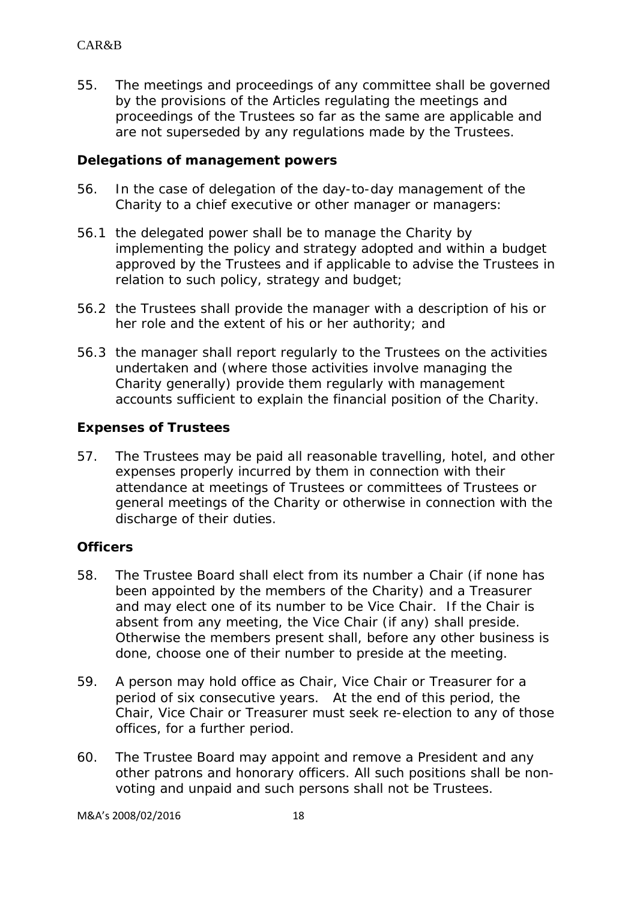55. The meetings and proceedings of any committee shall be governed by the provisions of the Articles regulating the meetings and proceedings of the Trustees so far as the same are applicable and are not superseded by any regulations made by the Trustees.

**Delegations of management powers**

56. In the case of delegation of the day-to-day management of the Charity to a chief executive or other manager or managers:

56.1 the delegated power shall be to manage the Charity by implementing the policy and strategy adopted and within a budget approved by the Trustees and if applicable to advise the Trustees in relation to such policy, strategy and budget;

56.2 the Trustees shall provide the manager with a description of his or her role and the extent of his or her authority; and

56.3 the manager shall report regularly to the Trustees on the activities undertaken and (where those activities involve managing the Charity generally) provide them regularly with management accounts sufficient to explain the financial position of the Charity.

**Expenses of Trustees**

57. The Trustees may be paid all reasonable travelling, hotel, and other expenses properly incurred by them in connection with their attendance at meetings of Trustees or committees of Trustees or general meetings of the Charity or otherwise in connection with the discharge of their duties.

**Officers**

58. The Trustee Board shall elect from its number a Chair (if none has been appointed by the members of the Charity) and a Treasurer and may elect one of its number to be Vice Chair. If the Chair is absent from any meeting, the Vice Chair (if any) shall preside. Otherwise the members present shall, before any other business is done, choose one of their number to preside at the meeting.

59. A person may hold office as Chair, Vice Chair or Treasurer for a period of six consecutive years. At the end of this period, the Chair, Vice Chair or Treasurer must seek re-election to any of those offices, for a further period.

60. The Trustee Board may appoint and remove a President and any other patrons and honorary officers. All such positions shall be non-voting and unpaid and such persons shall not be Trustees.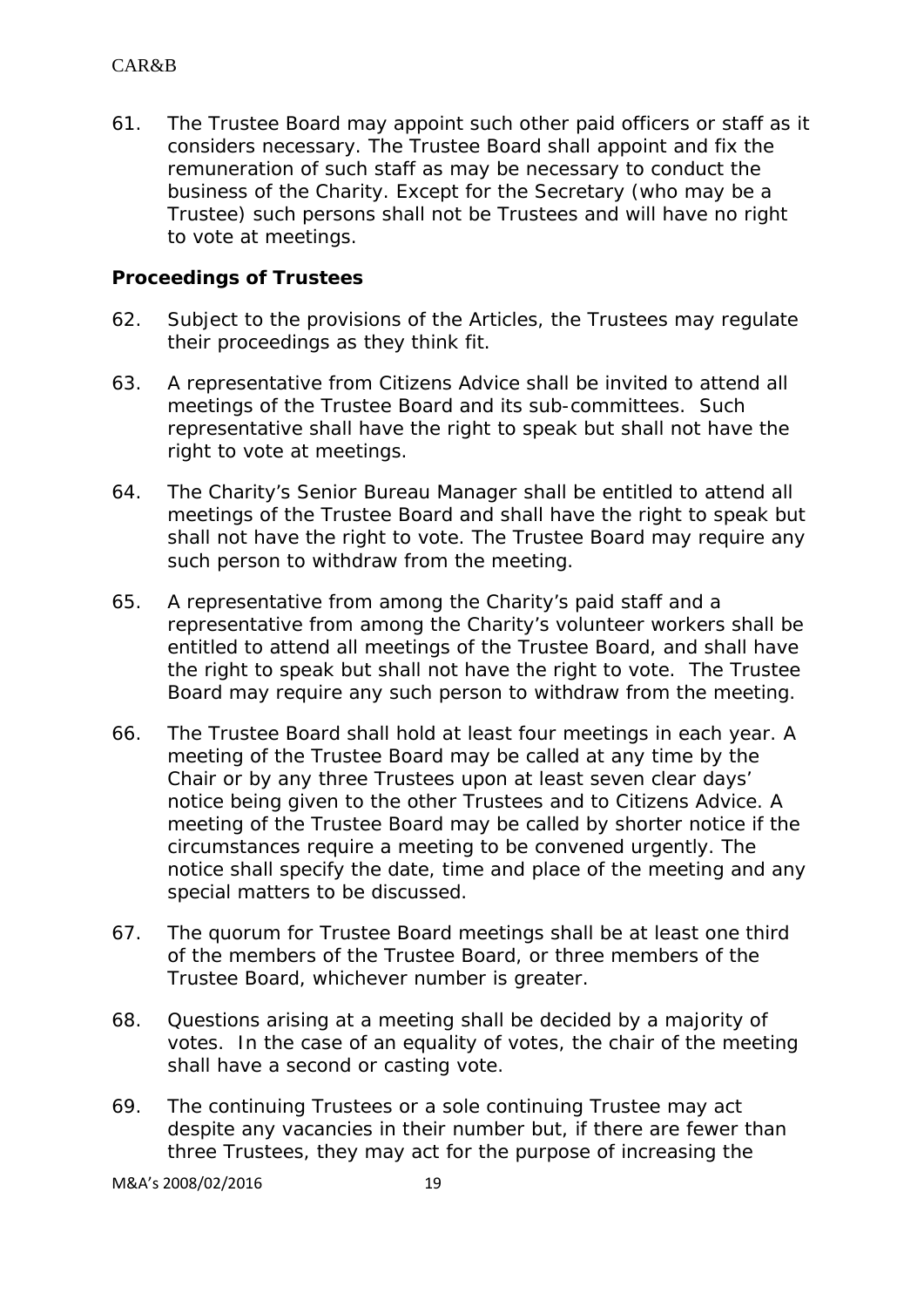61. The Trustee Board may appoint such other paid officers or staff as it considers necessary. The Trustee Board shall appoint and fix the remuneration of such staff as may be necessary to conduct the business of the Charity. Except for the Secretary (who may be a Trustee) such persons shall not be Trustees and will have no right to vote at meetings.

**Proceedings of Trustees**

62. Subject to the provisions of the Articles, the Trustees may regulate their proceedings as they think fit.

63. A representative from Citizens Advice shall be invited to attend all meetings of the Trustee Board and its sub-committees. Such representative shall have the right to speak but shall not have the right to vote at meetings.

64. The Charity's Senior Bureau Manager shall be entitled to attend all meetings of the Trustee Board and shall have the right to speak but shall not have the right to vote. The Trustee Board may require any such person to withdraw from the meeting.

65. A representative from among the Charity's paid staff and a representative from among the Charity's volunteer workers shall be entitled to attend all meetings of the Trustee Board, and shall have the right to speak but shall not have the right to vote. The Trustee Board may require any such person to withdraw from the meeting.

66. The Trustee Board shall hold at least four meetings in each year. A meeting of the Trustee Board may be called at any time by the Chair or by any three Trustees upon at least seven clear days' notice being given to the other Trustees and to Citizens Advice. A meeting of the Trustee Board may be called by shorter notice if the circumstances require a meeting to be convened urgently. The notice shall specify the date, time and place of the meeting and any special matters to be discussed.

67. The quorum for Trustee Board meetings shall be at least one third of the members of the Trustee Board, or three members of the Trustee Board, whichever number is greater.

68. Questions arising at a meeting shall be decided by a majority of votes. In the case of an equality of votes, the chair of the meeting shall have a second or casting vote.

69. The continuing Trustees or a sole continuing Trustee may act despite any vacancies in their number but, if there are fewer than three Trustees, they may act for the purpose of increasing the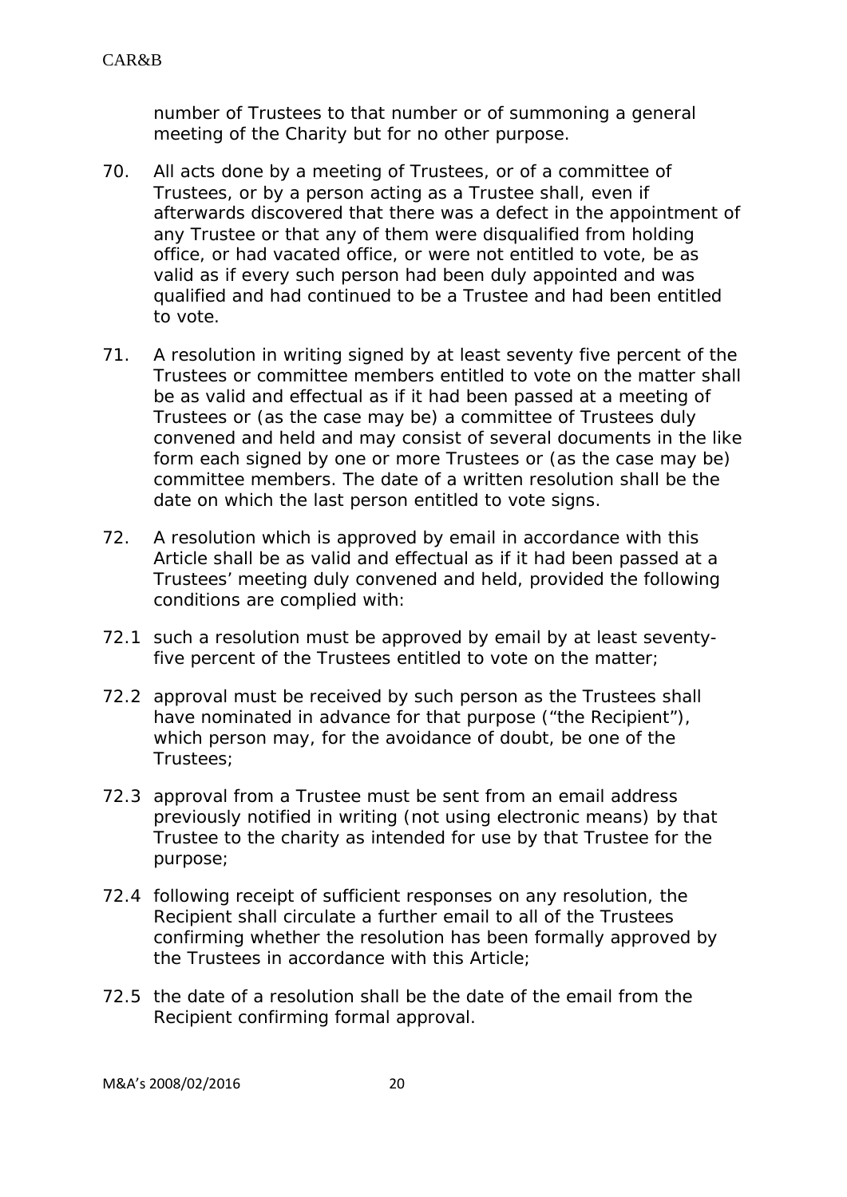number of Trustees to that number or of summoning a general meeting of the Charity but for no other purpose.

70. All acts done by a meeting of Trustees, or of a committee of Trustees, or by a person acting as a Trustee shall, even if afterwards discovered that there was a defect in the appointment of any Trustee or that any of them were disqualified from holding office, or had vacated office, or were not entitled to vote, be as valid as if every such person had been duly appointed and was qualified and had continued to be a Trustee and had been entitled to vote.

71. A resolution in writing signed by at least seventy five percent of the Trustees or committee members entitled to vote on the matter shall be as valid and effectual as if it had been passed at a meeting of Trustees or (as the case may be) a committee of Trustees duly convened and held and may consist of several documents in the like form each signed by one or more Trustees or (as the case may be) committee members. The date of a written resolution shall be the date on which the last person entitled to vote signs.

72. A resolution which is approved by email in accordance with this Article shall be as valid and effectual as if it had been passed at a Trustees' meeting duly convened and held, provided the following conditions are complied with:

72.1 such a resolution must be approved by email by at least seventy-five percent of the Trustees entitled to vote on the matter;

72.2 approval must be received by such person as the Trustees shall have nominated in advance for that purpose ("the Recipient"), which person may, for the avoidance of doubt, be one of the Trustees;

72.3 approval from a Trustee must be sent from an email address previously notified in writing (not using electronic means) by that Trustee to the charity as intended for use by that Trustee for the purpose;

72.4 following receipt of sufficient responses on any resolution, the Recipient shall circulate a further email to all of the Trustees confirming whether the resolution has been formally approved by the Trustees in accordance with this Article;

72.5 the date of a resolution shall be the date of the email from the Recipient confirming formal approval.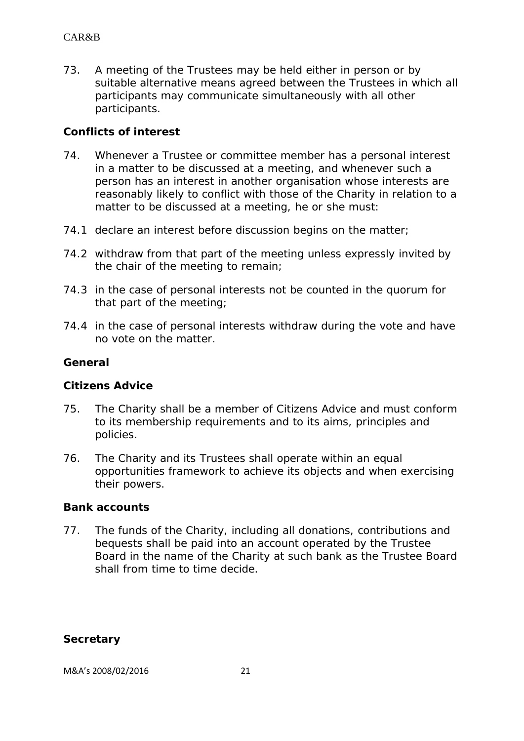73. A meeting of the Trustees may be held either in person or by suitable alternative means agreed between the Trustees in which all participants may communicate simultaneously with all other participants.

### Conflicts of interest

74. Whenever a Trustee or committee member has a personal interest in a matter to be discussed at a meeting, and whenever such a person has an interest in another organisation whose interests are reasonably likely to conflict with those of the Charity in relation to a matter to be discussed at a meeting, he or she must:

74.1 declare an interest before discussion begins on the matter;

74.2 withdraw from that part of the meeting unless expressly invited by the chair of the meeting to remain;

74.3 in the case of personal interests not be counted in the quorum for that part of the meeting;

74.4 in the case of personal interests withdraw during the vote and have no vote on the matter.

### General

### Citizens Advice

75. The Charity shall be a member of Citizens Advice and must conform to its membership requirements and to its aims, principles and policies.

76. The Charity and its Trustees shall operate within an equal opportunities framework to achieve its objects and when exercising their powers.

### Bank accounts

77. The funds of the Charity, including all donations, contributions and bequests shall be paid into an account operated by the Trustee Board in the name of the Charity at such bank as the Trustee Board shall from time to time decide.

### Secretary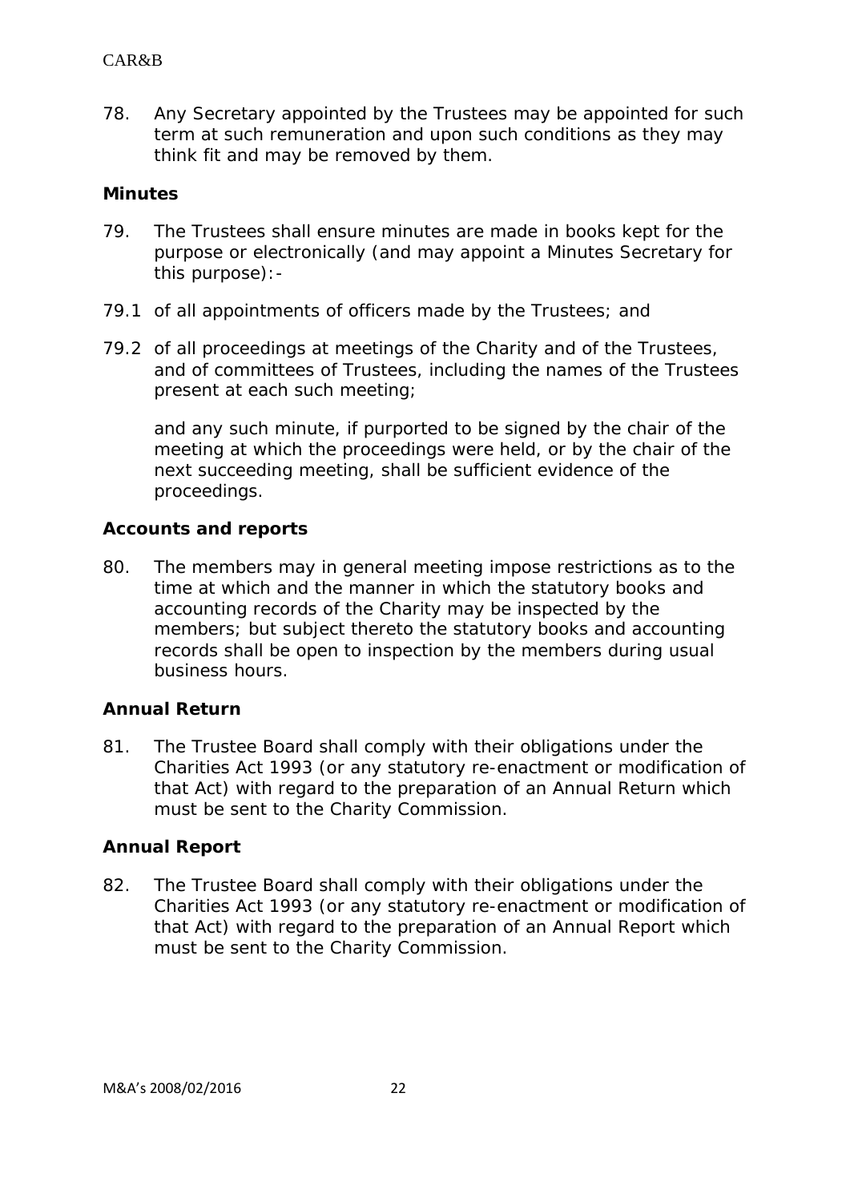78. Any Secretary appointed by the Trustees may be appointed for such term at such remuneration and upon such conditions as they may think fit and may be removed by them.

**Minutes**

79. The Trustees shall ensure minutes are made in books kept for the purpose or electronically (and may appoint a Minutes Secretary for this purpose):-

79.1 of all appointments of officers made by the Trustees; and

79.2 of all proceedings at meetings of the Charity and of the Trustees, and of committees of Trustees, including the names of the Trustees present at each such meeting;

and any such minute, if purported to be signed by the chair of the meeting at which the proceedings were held, or by the chair of the next succeeding meeting, shall be sufficient evidence of the proceedings.

**Accounts and reports**

80. The members may in general meeting impose restrictions as to the time at which and the manner in which the statutory books and accounting records of the Charity may be inspected by the members; but subject thereto the statutory books and accounting records shall be open to inspection by the members during usual business hours.

**Annual Return**

81. The Trustee Board shall comply with their obligations under the Charities Act 1993 (or any statutory re-enactment or modification of that Act) with regard to the preparation of an Annual Return which must be sent to the Charity Commission.

**Annual Report**

82. The Trustee Board shall comply with their obligations under the Charities Act 1993 (or any statutory re-enactment or modification of that Act) with regard to the preparation of an Annual Report which must be sent to the Charity Commission.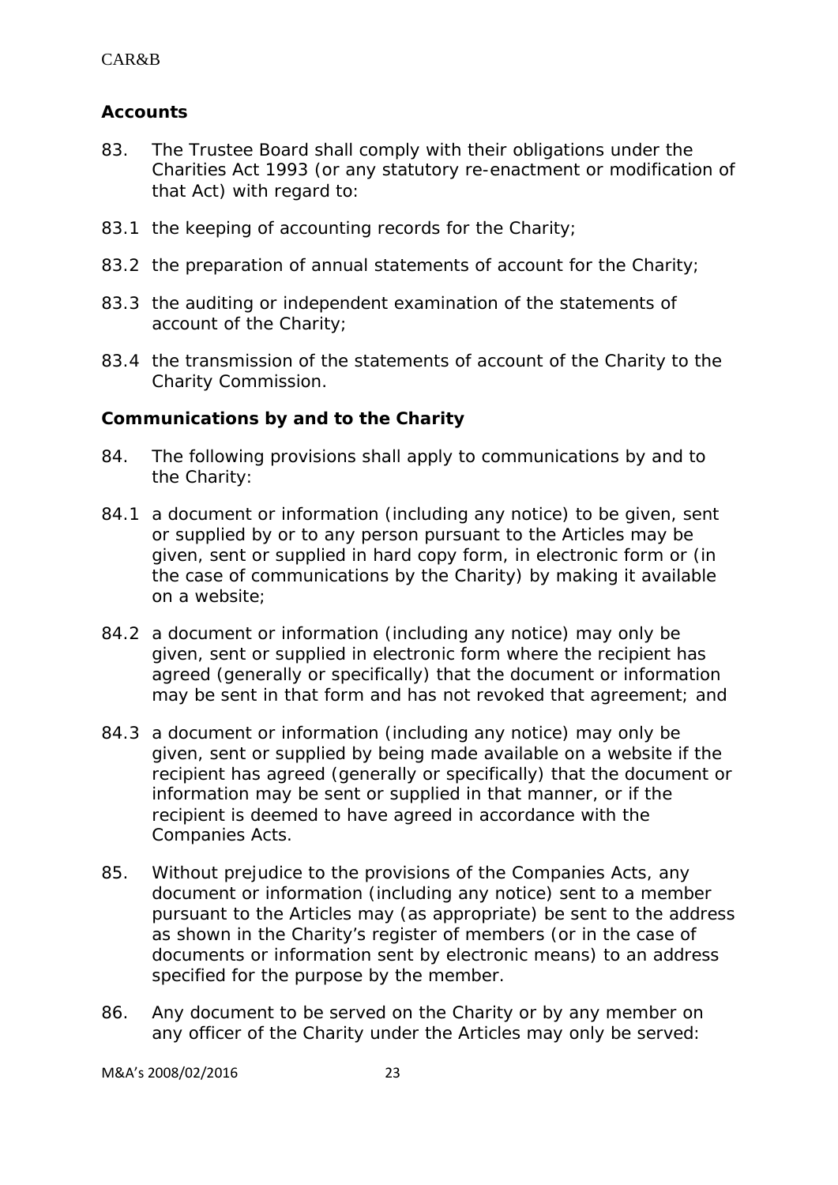## Accounts

83. The Trustee Board shall comply with their obligations under the Charities Act 1993 (or any statutory re-enactment or modification of that Act) with regard to:

83.1 the keeping of accounting records for the Charity;

83.2 the preparation of annual statements of account for the Charity;

83.3 the auditing or independent examination of the statements of account of the Charity;

83.4 the transmission of the statements of account of the Charity to the Charity Commission.

## Communications by and to the Charity

84. The following provisions shall apply to communications by and to the Charity:

84.1 a document or information (including any notice) to be given, sent or supplied by or to any person pursuant to the Articles may be given, sent or supplied in hard copy form, in electronic form or (in the case of communications by the Charity) by making it available on a website;

84.2 a document or information (including any notice) may only be given, sent or supplied in electronic form where the recipient has agreed (generally or specifically) that the document or information may be sent in that form and has not revoked that agreement; and

84.3 a document or information (including any notice) may only be given, sent or supplied by being made available on a website if the recipient has agreed (generally or specifically) that the document or information may be sent or supplied in that manner, or if the recipient is deemed to have agreed in accordance with the Companies Acts.

85. Without prejudice to the provisions of the Companies Acts, any document or information (including any notice) sent to a member pursuant to the Articles may (as appropriate) be sent to the address as shown in the Charity's register of members (or in the case of documents or information sent by electronic means) to an address specified for the purpose by the member.

86. Any document to be served on the Charity or by any member on any officer of the Charity under the Articles may only be served: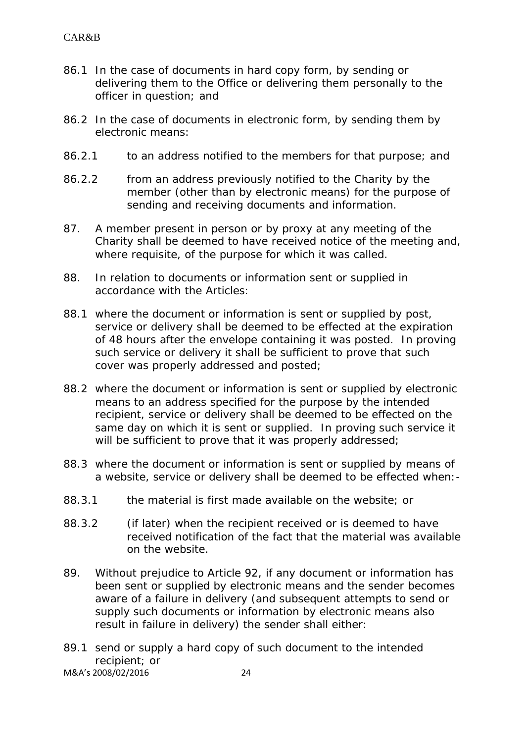86.1 In the case of documents in hard copy form, by sending or delivering them to the Office or delivering them personally to the officer in question; and

86.2 In the case of documents in electronic form, by sending them by electronic means:

86.2.1 to an address notified to the members for that purpose; and

86.2.2 from an address previously notified to the Charity by the member (other than by electronic means) for the purpose of sending and receiving documents and information.

87. A member present in person or by proxy at any meeting of the Charity shall be deemed to have received notice of the meeting and, where requisite, of the purpose for which it was called.

88. In relation to documents or information sent or supplied in accordance with the Articles:

88.1 where the document or information is sent or supplied by post, service or delivery shall be deemed to be effected at the expiration of 48 hours after the envelope containing it was posted. In proving such service or delivery it shall be sufficient to prove that such cover was properly addressed and posted;

88.2 where the document or information is sent or supplied by electronic means to an address specified for the purpose by the intended recipient, service or delivery shall be deemed to be effected on the same day on which it is sent or supplied. In proving such service it will be sufficient to prove that it was properly addressed;

88.3 where the document or information is sent or supplied by means of a website, service or delivery shall be deemed to be effected when:-

88.3.1 the material is first made available on the website; or

88.3.2 (if later) when the recipient received or is deemed to have received notification of the fact that the material was available on the website.

89. Without prejudice to Article 92, if any document or information has been sent or supplied by electronic means and the sender becomes aware of a failure in delivery (and subsequent attempts to send or supply such documents or information by electronic means also result in failure in delivery) the sender shall either:

89.1 send or supply a hard copy of such document to the intended recipient; or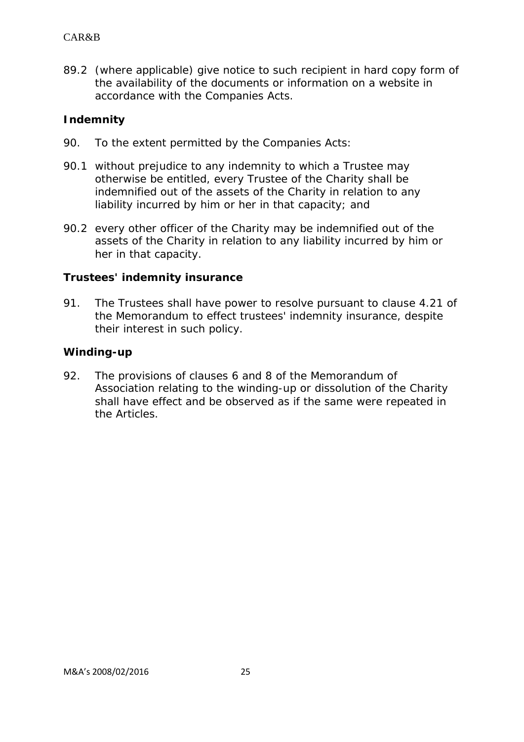89.2 (where applicable) give notice to such recipient in hard copy form of the availability of the documents or information on a website in accordance with the Companies Acts.

## Indemnity

90. To the extent permitted by the Companies Acts:

90.1 without prejudice to any indemnity to which a Trustee may otherwise be entitled, every Trustee of the Charity shall be indemnified out of the assets of the Charity in relation to any liability incurred by him or her in that capacity; and

90.2 every other officer of the Charity may be indemnified out of the assets of the Charity in relation to any liability incurred by him or her in that capacity.

## Trustees' indemnity insurance

91. The Trustees shall have power to resolve pursuant to clause 4.21 of the Memorandum to effect trustees' indemnity insurance, despite their interest in such policy.

## Winding-up

92. The provisions of clauses 6 and 8 of the Memorandum of Association relating to the winding-up or dissolution of the Charity shall have effect and be observed as if the same were repeated in the Articles.